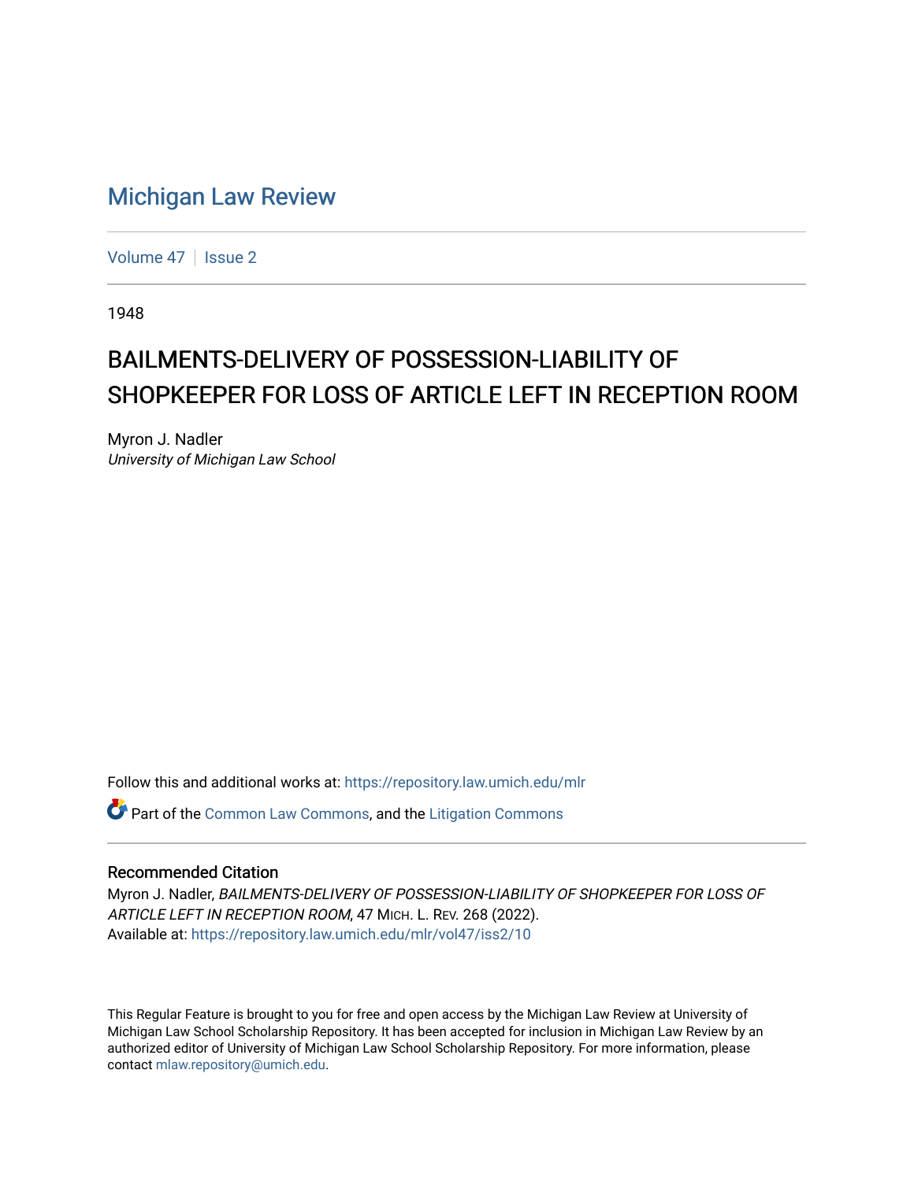# Michigan Law Review

Volume 47 | Issue 2

1948

## BAILMENTS-DELIVERY OF POSSESSION-LIABILITY OF SHOPKEEPER FOR LOSS OF ARTICLE LEFT IN RECEPTION ROOM

Myron J. Nadler
*University of Michigan Law School*

Follow this and additional works at: https://repository.law.umich.edu/mlr

Part of the Common Law Commons, and the Litigation Commons

### Recommended Citation

Myron J. Nadler, *BAILMENTS-DELIVERY OF POSSESSION-LIABILITY OF SHOPKEEPER FOR LOSS OF ARTICLE LEFT IN RECEPTION ROOM*, 47 MICH. L. REV. 268 (2022).
Available at: https://repository.law.umich.edu/mlr/vol47/iss2/10

This Regular Feature is brought to you for free and open access by the Michigan Law Review at University of Michigan Law School Scholarship Repository. It has been accepted for inclusion in Michigan Law Review by an authorized editor of University of Michigan Law School Scholarship Repository. For more information, please contact mlaw.repository@umich.edu.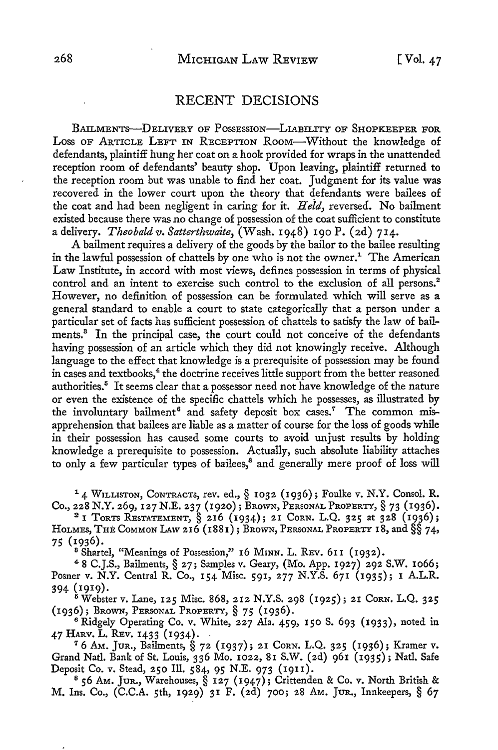## RECENT DECISIONS

BAILMENTS—DELIVERY OF POSSESSION—LIABILITY OF SHOPKEEPER FOR LOSS OF ARTICLE LEFT IN RECEPTION ROOM—Without the knowledge of defendants, plaintiff hung her coat on a hook provided for wraps in the unattended reception room of defendants' beauty shop. Upon leaving, plaintiff returned to the reception room but was unable to find her coat. Judgment for its value was recovered in the lower court upon the theory that defendants were bailees of the coat and had been negligent in caring for it. *Held*, reversed. No bailment existed because there was no change of possession of the coat sufficient to constitute a delivery. *Theobald v. Satterthwaite*, (Wash. 1948) 190 P. (2d) 714.

A bailment requires a delivery of the goods by the bailor to the bailee resulting in the lawful possession of chattels by one who is not the owner.[1] The American Law Institute, in accord with most views, defines possession in terms of physical control and an intent to exercise such control to the exclusion of all persons.[2] However, no definition of possession can be formulated which will serve as a general standard to enable a court to state categorically that a person under a particular set of facts has sufficient possession of chattels to satisfy the law of bailments.[3] In the principal case, the court could not conceive of the defendants having possession of an article which they did not knowingly receive. Although language to the effect that knowledge is a prerequisite of possession may be found in cases and textbooks,[4] the doctrine receives little support from the better reasoned authorities.[5] It seems clear that a possessor need not have knowledge of the nature or even the existence of the specific chattels which he possesses, as illustrated by the involuntary bailment[6] and safety deposit box cases.[7] The common misapprehension that bailees are liable as a matter of course for the loss of goods while in their possession has caused some courts to avoid unjust results by holding knowledge a prerequisite to possession. Actually, such absolute liability attaches to only a few particular types of bailees,[8] and generally mere proof of loss will

---

[1] 4 WILLISTON, CONTRACTS, rev. ed., § 1032 (1936); Foulke v. N.Y. Consol. R. Co., 228 N.Y. 269, 127 N.E. 237 (1920); BROWN, PERSONAL PROPERTY, § 73 (1936).

[2] 1 TORTS RESTATEMENT, § 216 (1934); 21 CORN. L.Q. 325 at 328 (1936); HOLMES, THE COMMON LAW 216 (1881); BROWN, PERSONAL PROPERTY 18, and §§ 74, 75 (1936).

[3] Shartel, "Meanings of Possession," 16 MINN. L. REV. 611 (1932).

[4] 8 C.J.S., Bailments, § 27; Samples v. Geary, (Mo. App. 1927) 292 S.W. 1066; Posner v. N.Y. Central R. Co., 154 Misc. 591, 277 N.Y.S. 671 (1935); 1 A.L.R. 394 (1919).

[5] Webster v. Lane, 125 Misc. 868, 212 N.Y.S. 298 (1925); 21 CORN. L.Q. 325 (1936); BROWN, PERSONAL PROPERTY, § 75 (1936).

[6] Ridgely Operating Co. v. White, 227 Ala. 459, 150 S. 693 (1933), noted in 47 HARV. L. REV. 1433 (1934).

[7] 6 AM. JUR., Bailments, § 72 (1937); 21 CORN. L.Q. 325 (1936); Kramer v. Grand Natl. Bank of St. Louis, 336 Mo. 1022, 81 S.W. (2d) 961 (1935); Natl. Safe Deposit Co. v. Stead, 250 Ill. 584, 95 N.E. 973 (1911).

[8] 56 AM. JUR., Warehouses, § 127 (1947); Crittenden & Co. v. North British & M. Ins. Co., (C.C.A. 5th, 1929) 31 F. (2d) 700; 28 AM. JUR., Innkeepers, § 67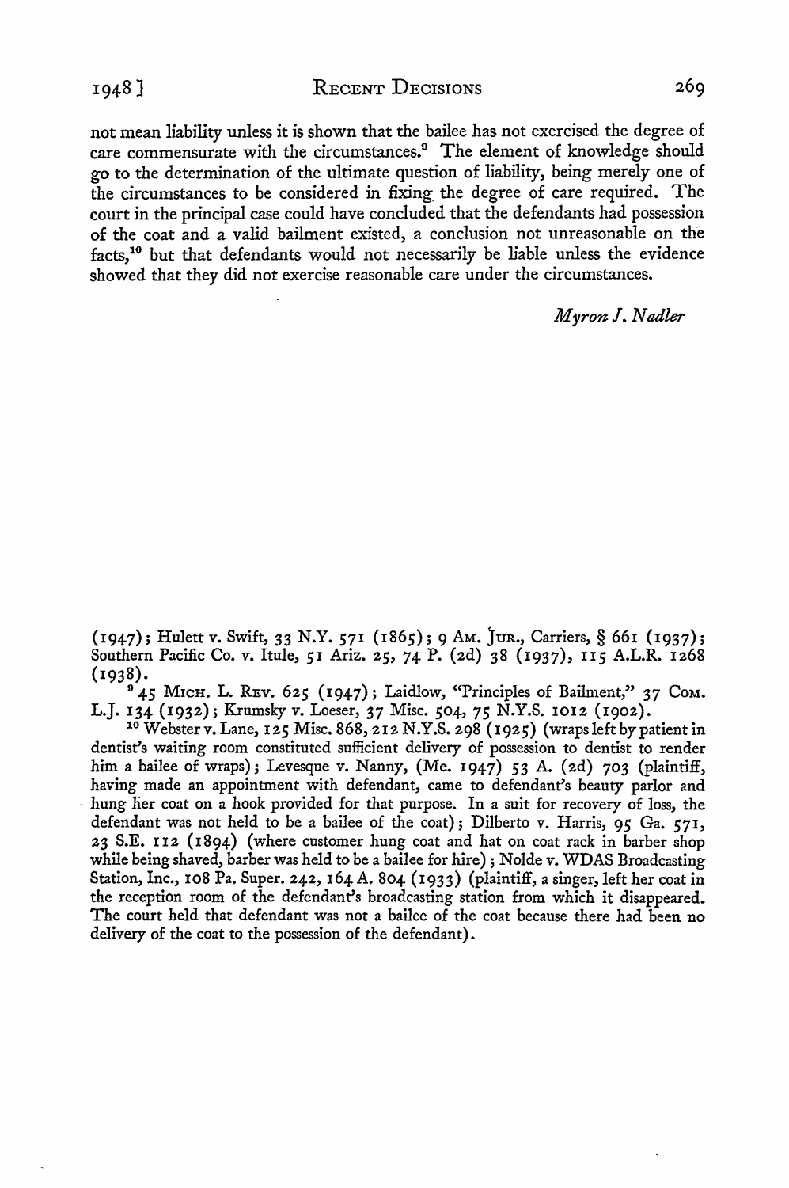not mean liability unless it is shown that the bailee has not exercised the degree of care commensurate with the circumstances.[9] The element of knowledge should go to the determination of the ultimate question of liability, being merely one of the circumstances to be considered in fixing the degree of care required. The court in the principal case could have concluded that the defendants had possession of the coat and a valid bailment existed, a conclusion not unreasonable on the facts,[10] but that defendants would not necessarily be liable unless the evidence showed that they did not exercise reasonable care under the circumstances.

*Myron J. Nadler*

---

(1947); Hulett v. Swift, 33 N.Y. 571 (1865); 9 AM. JUR., Carriers, § 661 (1937); Southern Pacific Co. v. Itule, 51 Ariz. 25, 74 P. (2d) 38 (1937), 115 A.L.R. 1268 (1938).

[9] 45 MICH. L. REV. 625 (1947); Laidlow, "Principles of Bailment," 37 COM. L.J. 134 (1932); Krumsky v. Loeser, 37 Misc. 504, 75 N.Y.S. 1012 (1902).

[10] Webster v. Lane, 125 Misc. 868, 212 N.Y.S. 298 (1925) (wraps left by patient in dentist's waiting room constituted sufficient delivery of possession to dentist to render him a bailee of wraps); Levesque v. Nanny, (Me. 1947) 53 A. (2d) 703 (plaintiff, having made an appointment with defendant, came to defendant's beauty parlor and hung her coat on a hook provided for that purpose. In a suit for recovery of loss, the defendant was not held to be a bailee of the coat); Dilberto v. Harris, 95 Ga. 571, 23 S.E. 112 (1894) (where customer hung coat and hat on coat rack in barber shop while being shaved, barber was held to be a bailee for hire); Nolde v. WDAS Broadcasting Station, Inc., 108 Pa. Super. 242, 164 A. 804 (1933) (plaintiff, a singer, left her coat in the reception room of the defendant's broadcasting station from which it disappeared. The court held that defendant was not a bailee of the coat because there had been no delivery of the coat to the possession of the defendant).